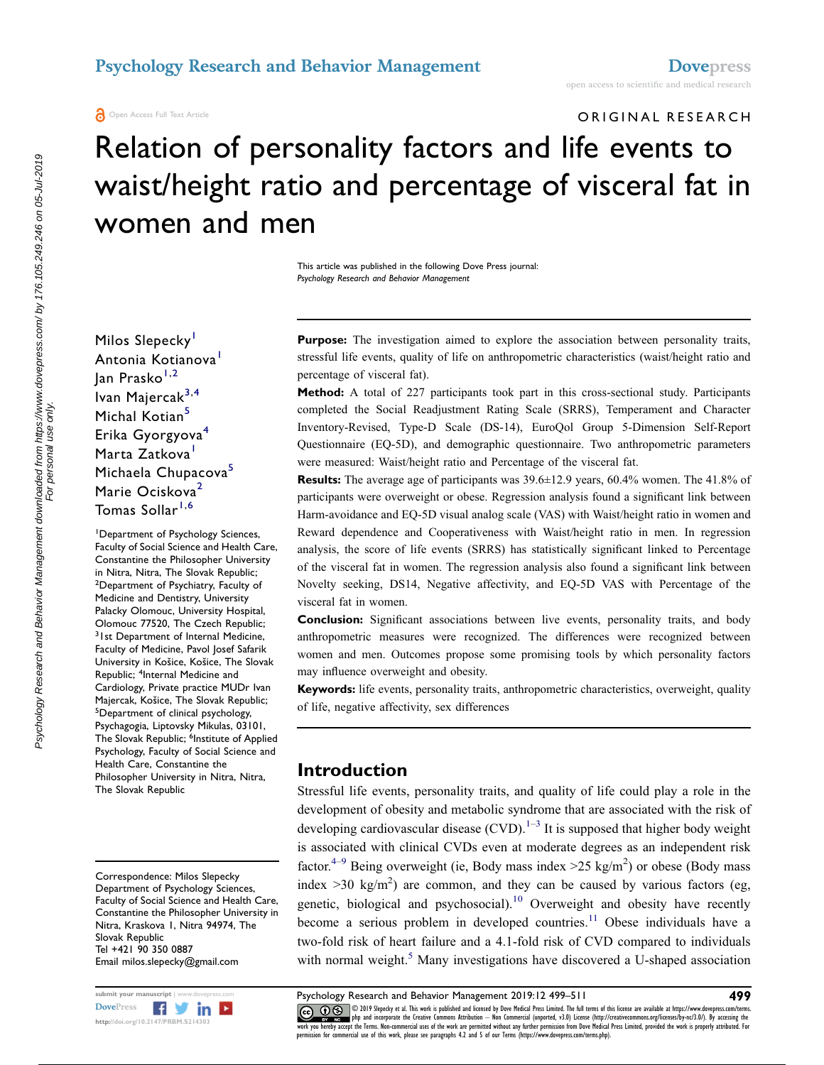ORIGINAL RESEARCH

# Relation of personality factors and life events to waist/height ratio and percentage of visceral fat in women and men

This article was published in the following Dove Press journal: *Psychology Research and Behavior Management*

Milos Slepecky[1]
Antonia Kotianova[1]
Jan Prasko[1,2]
Ivan Majercak[3,4]
Michal Kotian[5]
Erika Gyorgyova[4]
Marta Zatkova[1]
Michaela Chupacova[5]
Marie Ociskova[2]
Tomas Sollar[1,6]

[1]Department of Psychology Sciences, Faculty of Social Science and Health Care, Constantine the Philosopher University in Nitra, Nitra, The Slovak Republic; [2]Department of Psychiatry, Faculty of Medicine and Dentistry, University Palacky Olomouc, University Hospital, Olomouc 77520, The Czech Republic; [3]1st Department of Internal Medicine, Faculty of Medicine, Pavol Josef Safarik University in Košice, Košice, The Slovak Republic; [4]Internal Medicine and Cardiology, Private practice MUDr Ivan Majercak, Košice, The Slovak Republic; [5]Department of clinical psychology, Psychagogia, Liptovsky Mikulas, 03101, The Slovak Republic; [6]Institute of Applied Psychology, Faculty of Social Science and Health Care, Constantine the Philosopher University in Nitra, Nitra, The Slovak Republic

Correspondence: Milos Slepecky
Department of Psychology Sciences, Faculty of Social Science and Health Care, Constantine the Philosopher University in Nitra, Kraskova 1, Nitra 94974, The Slovak Republic
Tel +421 90 350 0887
Email milos.slepecky@gmail.com

**Purpose:** The investigation aimed to explore the association between personality traits, stressful life events, quality of life on anthropometric characteristics (waist/height ratio and percentage of visceral fat).

**Method:** A total of 227 participants took part in this cross-sectional study. Participants completed the Social Readjustment Rating Scale (SRRS), Temperament and Character Inventory-Revised, Type-D Scale (DS-14), EuroQol Group 5-Dimension Self-Report Questionnaire (EQ-5D), and demographic questionnaire. Two anthropometric parameters were measured: Waist/height ratio and Percentage of the visceral fat.

**Results:** The average age of participants was 39.6±12.9 years, 60.4% women. The 41.8% of participants were overweight or obese. Regression analysis found a significant link between Harm-avoidance and EQ-5D visual analog scale (VAS) with Waist/height ratio in women and Reward dependence and Cooperativeness with Waist/height ratio in men. In regression analysis, the score of life events (SRRS) has statistically significant linked to Percentage of the visceral fat in women. The regression analysis also found a significant link between Novelty seeking, DS14, Negative affectivity, and EQ-5D VAS with Percentage of the visceral fat in women.

**Conclusion:** Significant associations between live events, personality traits, and body anthropometric measures were recognized. The differences were recognized between women and men. Outcomes propose some promising tools by which personality factors may influence overweight and obesity.

**Keywords:** life events, personality traits, anthropometric characteristics, overweight, quality of life, negative affectivity, sex differences

## Introduction

Stressful life events, personality traits, and quality of life could play a role in the development of obesity and metabolic syndrome that are associated with the risk of developing cardiovascular disease (CVD).[1–3] It is supposed that higher body weight is associated with clinical CVDs even at moderate degrees as an independent risk factor.[4–9] Being overweight (ie, Body mass index >25 $kg/m^2$) or obese (Body mass index >30 $kg/m^2$) are common, and they can be caused by various factors (eg, genetic, biological and psychosocial).[10] Overweight and obesity have recently become a serious problem in developed countries.[11] Obese individuals have a two-fold risk of heart failure and a 4.1-fold risk of CVD compared to individuals with normal weight.[5] Many investigations have discovered a U-shaped association

© 2019 Slepecky et al. This work is published and licensed by Dove Medical Press Limited. The full terms of this license are available at https://www.dovepress.com/terms.php and incorporate the Creative Commons Attribution – Non Commercial (unported, v3.0) License (http://creativecommons.org/licenses/by-nc/3.0/). By accessing the work you hereby accept the Terms. Non-commercial uses of the work are permitted without any further permission from Dove Medical Press Limited, provided the work is properly attributed. For permission for commercial use of this work, please see paragraphs 4.2 and 5 of our Terms (https://www.dovepress.com/terms.php).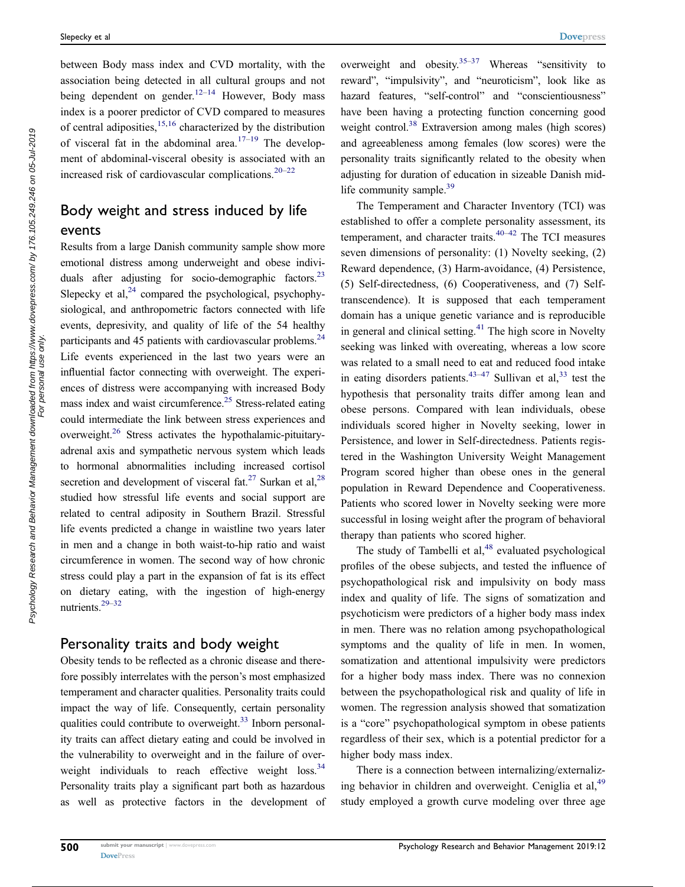between Body mass index and CVD mortality, with the association being detected in all cultural groups and not being dependent on gender.[12–14] However, Body mass index is a poorer predictor of CVD compared to measures of central adiposities,[15,16] characterized by the distribution of visceral fat in the abdominal area.[17–19] The development of abdominal-visceral obesity is associated with an increased risk of cardiovascular complications.[20–22]

## Body weight and stress induced by life events

Results from a large Danish community sample show more emotional distress among underweight and obese individuals after adjusting for socio-demographic factors.[23] Slepecky et al,[24] compared the psychological, psychophysiological, and anthropometric factors connected with life events, depresivity, and quality of life of the 54 healthy participants and 45 patients with cardiovascular problems.[24] Life events experienced in the last two years were an influential factor connecting with overweight. The experiences of distress were accompanying with increased Body mass index and waist circumference.[25] Stress-related eating could intermediate the link between stress experiences and overweight.[26] Stress activates the hypothalamic-pituitary-adrenal axis and sympathetic nervous system which leads to hormonal abnormalities including increased cortisol secretion and development of visceral fat.[27] Surkan et al,[28] studied how stressful life events and social support are related to central adiposity in Southern Brazil. Stressful life events predicted a change in waistline two years later in men and a change in both waist-to-hip ratio and waist circumference in women. The second way of how chronic stress could play a part in the expansion of fat is its effect on dietary eating, with the ingestion of high-energy nutrients.[29–32]

## Personality traits and body weight

Obesity tends to be reflected as a chronic disease and therefore possibly interrelates with the person's most emphasized temperament and character qualities. Personality traits could impact the way of life. Consequently, certain personality qualities could contribute to overweight.[33] Inborn personality traits can affect dietary eating and could be involved in the vulnerability to overweight and in the failure of overweight individuals to reach effective weight loss.[34] Personality traits play a significant part both as hazardous as well as protective factors in the development of overweight and obesity.[35–37] Whereas "sensitivity to reward", "impulsivity", and "neuroticism", look like as hazard features, "self-control" and "conscientiousness" have been having a protecting function concerning good weight control.[38] Extraversion among males (high scores) and agreeableness among females (low scores) were the personality traits significantly related to the obesity when adjusting for duration of education in sizeable Danish mid-life community sample.[39]

The Temperament and Character Inventory (TCI) was established to offer a complete personality assessment, its temperament, and character traits.[40–42] The TCI measures seven dimensions of personality: (1) Novelty seeking, (2) Reward dependence, (3) Harm-avoidance, (4) Persistence, (5) Self-directedness, (6) Cooperativeness, and (7) Self-transcendence). It is supposed that each temperament domain has a unique genetic variance and is reproducible in general and clinical setting.[41] The high score in Novelty seeking was linked with overeating, whereas a low score was related to a small need to eat and reduced food intake in eating disorders patients.[43–47] Sullivan et al,[33] test the hypothesis that personality traits differ among lean and obese persons. Compared with lean individuals, obese individuals scored higher in Novelty seeking, lower in Persistence, and lower in Self-directedness. Patients registered in the Washington University Weight Management Program scored higher than obese ones in the general population in Reward Dependence and Cooperativeness. Patients who scored lower in Novelty seeking were more successful in losing weight after the program of behavioral therapy than patients who scored higher.

The study of Tambelli et al,[48] evaluated psychological profiles of the obese subjects, and tested the influence of psychopathological risk and impulsivity on body mass index and quality of life. The signs of somatization and psychoticism were predictors of a higher body mass index in men. There was no relation among psychopathological symptoms and the quality of life in men. In women, somatization and attentional impulsivity were predictors for a higher body mass index. There was no connexion between the psychopathological risk and quality of life in women. The regression analysis showed that somatization is a "core" psychopathological symptom in obese patients regardless of their sex, which is a potential predictor for a higher body mass index.

There is a connection between internalizing/externalizing behavior in children and overweight. Ceniglia et al,[49] study employed a growth curve modeling over three age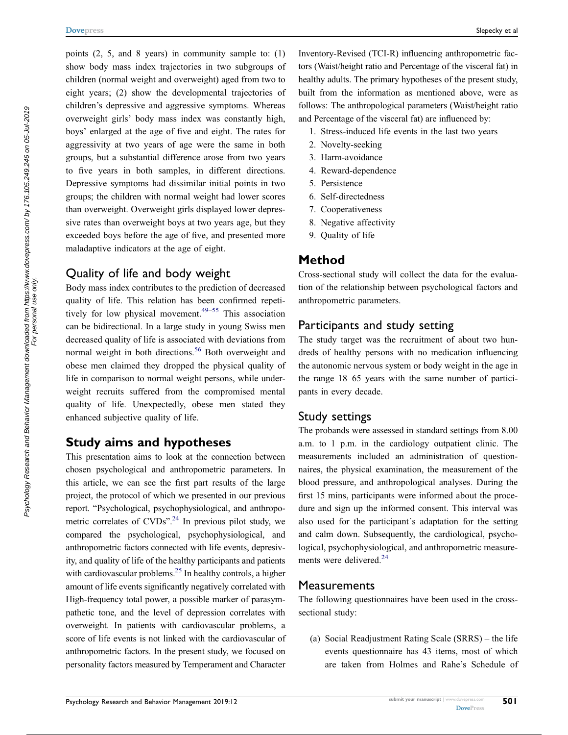points (2, 5, and 8 years) in community sample to: (1) show body mass index trajectories in two subgroups of children (normal weight and overweight) aged from two to eight years; (2) show the developmental trajectories of children's depressive and aggressive symptoms. Whereas overweight girls' body mass index was constantly high, boys' enlarged at the age of five and eight. The rates for aggressivity at two years of age were the same in both groups, but a substantial difference arose from two years to five years in both samples, in different directions. Depressive symptoms had dissimilar initial points in two groups; the children with normal weight had lower scores than overweight. Overweight girls displayed lower depressive rates than overweight boys at two years age, but they exceeded boys before the age of five, and presented more maladaptive indicators at the age of eight.

## Quality of life and body weight

Body mass index contributes to the prediction of decreased quality of life. This relation has been confirmed repetitively for low physical movement.[49–55] This association can be bidirectional. In a large study in young Swiss men decreased quality of life is associated with deviations from normal weight in both directions.[56] Both overweight and obese men claimed they dropped the physical quality of life in comparison to normal weight persons, while underweight recruits suffered from the compromised mental quality of life. Unexpectedly, obese men stated they enhanced subjective quality of life.

## Study aims and hypotheses

This presentation aims to look at the connection between chosen psychological and anthropometric parameters. In this article, we can see the first part results of the large project, the protocol of which we presented in our previous report. "Psychological, psychophysiological, and anthropometric correlates of CVDs".[24] In previous pilot study, we compared the psychological, psychophysiological, and anthropometric factors connected with life events, depresivity, and quality of life of the healthy participants and patients with cardiovascular problems.[25] In healthy controls, a higher amount of life events significantly negatively correlated with High-frequency total power, a possible marker of parasympathetic tone, and the level of depression correlates with overweight. In patients with cardiovascular problems, a score of life events is not linked with the cardiovascular of anthropometric factors. In the present study, we focused on personality factors measured by Temperament and Character Inventory-Revised (TCI-R) influencing anthropometric factors (Waist/height ratio and Percentage of the visceral fat) in healthy adults. The primary hypotheses of the present study, built from the information as mentioned above, were as follows: The anthropological parameters (Waist/height ratio and Percentage of the visceral fat) are influenced by:

1. Stress-induced life events in the last two years
2. Novelty-seeking
3. Harm-avoidance
4. Reward-dependence
5. Persistence
6. Self-directedness
7. Cooperativeness
8. Negative affectivity
9. Quality of life

## Method

Cross-sectional study will collect the data for the evaluation of the relationship between psychological factors and anthropometric parameters.

## Participants and study setting

The study target was the recruitment of about two hundreds of healthy persons with no medication influencing the autonomic nervous system or body weight in the age in the range 18–65 years with the same number of participants in every decade.

## Study settings

The probands were assessed in standard settings from 8.00 a.m. to 1 p.m. in the cardiology outpatient clinic. The measurements included an administration of questionnaires, the physical examination, the measurement of the blood pressure, and anthropological analyses. During the first 15 mins, participants were informed about the procedure and sign up the informed consent. This interval was also used for the participant´s adaptation for the setting and calm down. Subsequently, the cardiological, psychological, psychophysiological, and anthropometric measurements were delivered.[24]

## Measurements

The following questionnaires have been used in the cross-sectional study:

(a) Social Readjustment Rating Scale (SRRS) – the life events questionnaire has 43 items, most of which are taken from Holmes and Rahe's Schedule of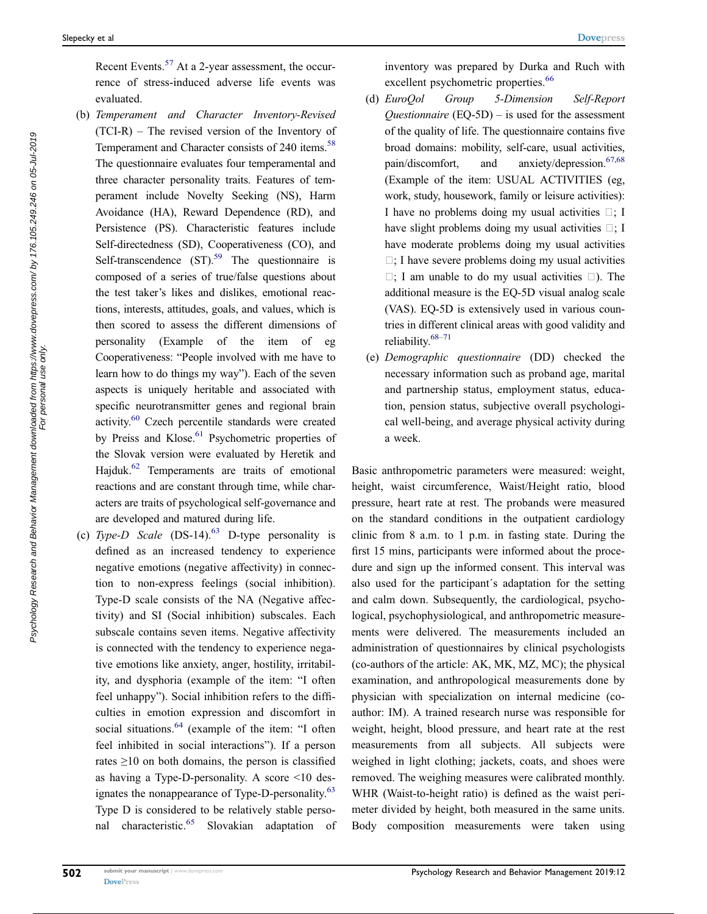Recent Events.[57] At a 2-year assessment, the occurrence of stress-induced adverse life events was evaluated.

(b) *Temperament and Character Inventory-Revised* (TCI-R) – The revised version of the Inventory of Temperament and Character consists of 240 items.[58] The questionnaire evaluates four temperamental and three character personality traits. Features of temperament include Novelty Seeking (NS), Harm Avoidance (HA), Reward Dependence (RD), and Persistence (PS). Characteristic features include Self-directedness (SD), Cooperativeness (CO), and Self-transcendence (ST).[59] The questionnaire is composed of a series of true/false questions about the test taker's likes and dislikes, emotional reactions, interests, attitudes, goals, and values, which is then scored to assess the different dimensions of personality (Example of the item of eg Cooperativeness: "People involved with me have to learn how to do things my way"). Each of the seven aspects is uniquely heritable and associated with specific neurotransmitter genes and regional brain activity.[60] Czech percentile standards were created by Preiss and Klose.[61] Psychometric properties of the Slovak version were evaluated by Heretik and Hajduk.[62] Temperaments are traits of emotional reactions and are constant through time, while characters are traits of psychological self-governance and are developed and matured during life.

(c) *Type-D Scale* (DS-14).[63] D-type personality is defined as an increased tendency to experience negative emotions (negative affectivity) in connection to non-express feelings (social inhibition). Type-D scale consists of the NA (Negative affectivity) and SI (Social inhibition) subscales. Each subscale contains seven items. Negative affectivity is connected with the tendency to experience negative emotions like anxiety, anger, hostility, irritability, and dysphoria (example of the item: "I often feel unhappy"). Social inhibition refers to the difficulties in emotion expression and discomfort in social situations.[64] (example of the item: "I often feel inhibited in social interactions"). If a person rates ≥10 on both domains, the person is classified as having a Type-D-personality. A score <10 designates the nonappearance of Type-D-personality.[63] Type D is considered to be relatively stable personal characteristic.[65] Slovakian adaptation of inventory was prepared by Durka and Ruch with excellent psychometric properties.[66]

(d) *EuroQol Group 5-Dimension Self-Report Questionnaire* (EQ-5D) – is used for the assessment of the quality of life. The questionnaire contains five broad domains: mobility, self-care, usual activities, pain/discomfort, and anxiety/depression.[67,68] (Example of the item: USUAL ACTIVITIES (eg, work, study, housework, family or leisure activities): I have no problems doing my usual activities □; I have slight problems doing my usual activities □; I have moderate problems doing my usual activities □; I have severe problems doing my usual activities □; I am unable to do my usual activities □). The additional measure is the EQ-5D visual analog scale (VAS). EQ-5D is extensively used in various countries in different clinical areas with good validity and reliability.[68–71]

(e) *Demographic questionnaire* (DD) checked the necessary information such as proband age, marital and partnership status, employment status, education, pension status, subjective overall psychological well-being, and average physical activity during a week.

Basic anthropometric parameters were measured: weight, height, waist circumference, Waist/Height ratio, blood pressure, heart rate at rest. The probands were measured on the standard conditions in the outpatient cardiology clinic from 8 a.m. to 1 p.m. in fasting state. During the first 15 mins, participants were informed about the procedure and sign up the informed consent. This interval was also used for the participant´s adaptation for the setting and calm down. Subsequently, the cardiological, psychological, psychophysiological, and anthropometric measurements were delivered. The measurements included an administration of questionnaires by clinical psychologists (co-authors of the article: AK, MK, MZ, MC); the physical examination, and anthropological measurements done by physician with specialization on internal medicine (co-author: IM). A trained research nurse was responsible for weight, height, blood pressure, and heart rate at the rest measurements from all subjects. All subjects were weighed in light clothing; jackets, coats, and shoes were removed. The weighing measures were calibrated monthly. WHR (Waist-to-height ratio) is defined as the waist perimeter divided by height, both measured in the same units. Body composition measurements were taken using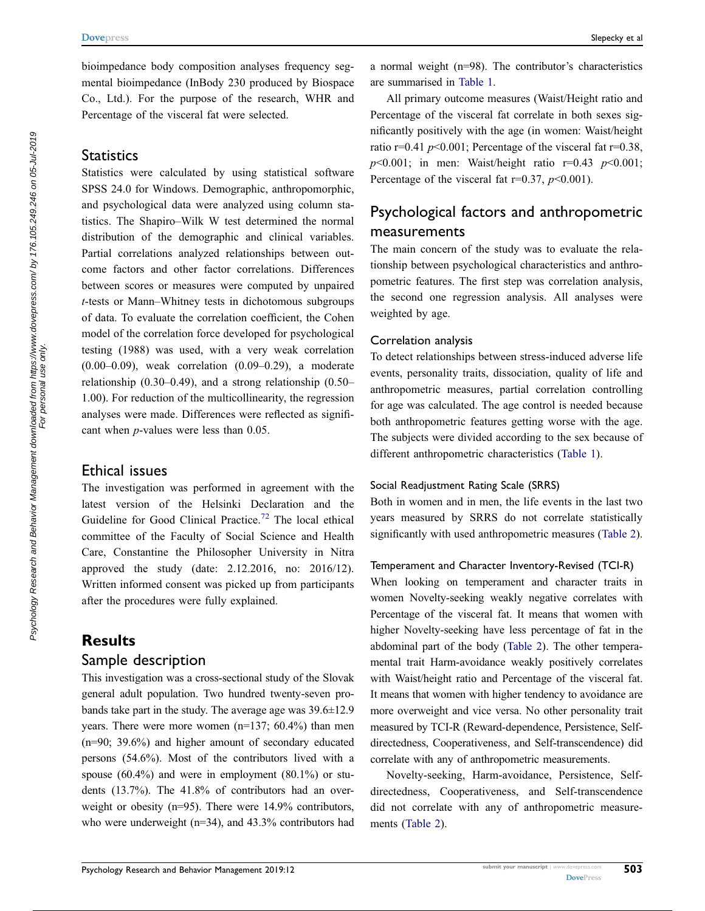bioimpedance body composition analyses frequency segmental bioimpedance (InBody 230 produced by Biospace Co., Ltd.). For the purpose of the research, WHR and Percentage of the visceral fat were selected.

## Statistics

Statistics were calculated by using statistical software SPSS 24.0 for Windows. Demographic, anthropomorphic, and psychological data were analyzed using column statistics. The Shapiro–Wilk W test determined the normal distribution of the demographic and clinical variables. Partial correlations analyzed relationships between outcome factors and other factor correlations. Differences between scores or measures were computed by unpaired *t*-tests or Mann–Whitney tests in dichotomous subgroups of data. To evaluate the correlation coefficient, the Cohen model of the correlation force developed for psychological testing (1988) was used, with a very weak correlation (0.00–0.09), weak correlation (0.09–0.29), a moderate relationship (0.30–0.49), and a strong relationship (0.50–1.00). For reduction of the multicollinearity, the regression analyses were made. Differences were reflected as significant when *p*-values were less than 0.05.

## Ethical issues

The investigation was performed in agreement with the latest version of the Helsinki Declaration and the Guideline for Good Clinical Practice.[72] The local ethical committee of the Faculty of Social Science and Health Care, Constantine the Philosopher University in Nitra approved the study (date: 2.12.2016, no: 2016/12). Written informed consent was picked up from participants after the procedures were fully explained.

# Results

## Sample description

This investigation was a cross-sectional study of the Slovak general adult population. Two hundred twenty-seven probands take part in the study. The average age was 39.6±12.9 years. There were more women (n=137; 60.4%) than men (n=90; 39.6%) and higher amount of secondary educated persons (54.6%). Most of the contributors lived with a spouse (60.4%) and were in employment (80.1%) or students (13.7%). The 41.8% of contributors had an overweight or obesity (n=95). There were 14.9% contributors, who were underweight (n=34), and 43.3% contributors had a normal weight (n=98). The contributor's characteristics are summarised in Table 1.

All primary outcome measures (Waist/Height ratio and Percentage of the visceral fat correlate in both sexes significantly positively with the age (in women: Waist/height ratio r=0.41 $p<0.001$; Percentage of the visceral fat r=0.38, $p<0.001$; in men: Waist/height ratio r=0.43 $p<0.001$; Percentage of the visceral fat r=0.37, $p<0.001$).

## Psychological factors and anthropometric measurements

The main concern of the study was to evaluate the relationship between psychological characteristics and anthropometric features. The first step was correlation analysis, the second one regression analysis. All analyses were weighted by age.

### Correlation analysis

To detect relationships between stress-induced adverse life events, personality traits, dissociation, quality of life and anthropometric measures, partial correlation controlling for age was calculated. The age control is needed because both anthropometric features getting worse with the age. The subjects were divided according to the sex because of different anthropometric characteristics (Table 1).

#### Social Readjustment Rating Scale (SRRS)

Both in women and in men, the life events in the last two years measured by SRRS do not correlate statistically significantly with used anthropometric measures (Table 2).

#### Temperament and Character Inventory-Revised (TCI-R)

When looking on temperament and character traits in women Novelty-seeking weakly negative correlates with Percentage of the visceral fat. It means that women with higher Novelty-seeking have less percentage of fat in the abdominal part of the body (Table 2). The other temperamental trait Harm-avoidance weakly positively correlates with Waist/height ratio and Percentage of the visceral fat. It means that women with higher tendency to avoidance are more overweight and vice versa. No other personality trait measured by TCI-R (Reward-dependence, Persistence, Self-directedness, Cooperativeness, and Self-transcendence) did correlate with any of anthropometric measurements.

Novelty-seeking, Harm-avoidance, Persistence, Self-directedness, Cooperativeness, and Self-transcendence did not correlate with any of anthropometric measurements (Table 2).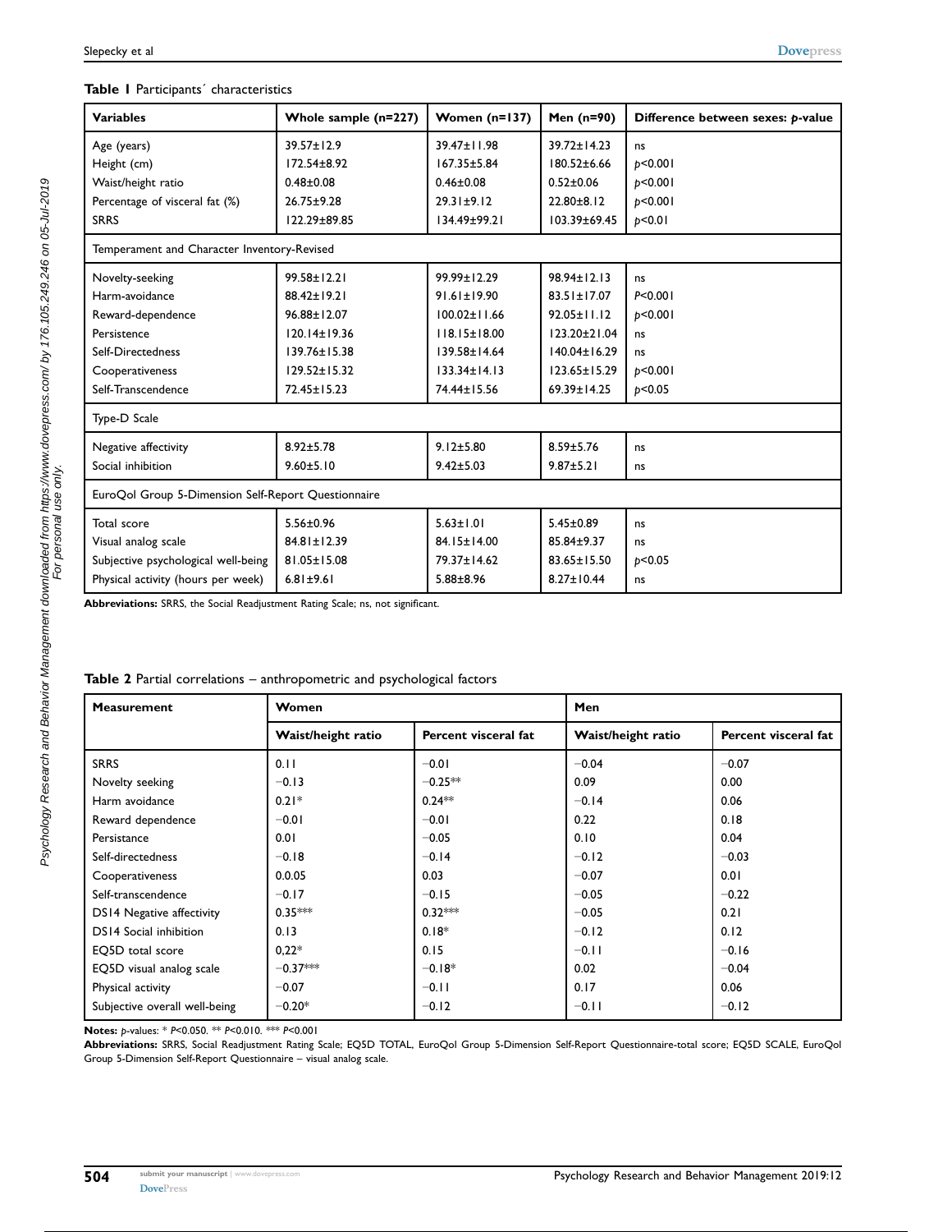**Table 1** Participants´ characteristics

| Variables | Whole sample (n=227) | Women (n=137) | Men (n=90) | Difference between sexes: p-value |
|---|---|---|---|---|
| Age (years) | 39.57±12.9 | 39.47±11.98 | 39.72±14.23 | ns |
| Height (cm) | 172.54±8.92 | 167.35±5.84 | 180.52±6.66 | $p<0.001$ |
| Waist/height ratio | 0.48±0.08 | 0.46±0.08 | 0.52±0.06 | $p<0.001$ |
| Percentage of visceral fat (%) | 26.75±9.28 | 29.31±9.12 | 22.80±8.12 | $p<0.001$ |
| SRRS | 122.29±89.85 | 134.49±99.21 | 103.39±69.45 | $p<0.01$ |
| Temperament and Character Inventory-Revised | | | | |
| Novelty-seeking | 99.58±12.21 | 99.99±12.29 | 98.94±12.13 | ns |
| Harm-avoidance | 88.42±19.21 | 91.61±19.90 | 83.51±17.07 | $P<0.001$ |
| Reward-dependence | 96.88±12.07 | 100.02±11.66 | 92.05±11.12 | $p<0.001$ |
| Persistence | 120.14±19.36 | 118.15±18.00 | 123.20±21.04 | ns |
| Self-Directedness | 139.76±15.38 | 139.58±14.64 | 140.04±16.29 | ns |
| Cooperativeness | 129.52±15.32 | 133.34±14.13 | 123.65±15.29 | $p<0.001$ |
| Self-Transcendence | 72.45±15.23 | 74.44±15.56 | 69.39±14.25 | $p<0.05$ |
| Type-D Scale | | | | |
| Negative affectivity | 8.92±5.78 | 9.12±5.80 | 8.59±5.76 | ns |
| Social inhibition | 9.60±5.10 | 9.42±5.03 | 9.87±5.21 | ns |
| EuroQol Group 5-Dimension Self-Report Questionnaire | | | | |
| Total score | 5.56±0.96 | 5.63±1.01 | 5.45±0.89 | ns |
| Visual analog scale | 84.81±12.39 | 84.15±14.00 | 85.84±9.37 | ns |
| Subjective psychological well-being | 81.05±15.08 | 79.37±14.62 | 83.65±15.50 | $p<0.05$ |
| Physical activity (hours per week) | 6.81±9.61 | 5.88±8.96 | 8.27±10.44 | ns |

**Abbreviations:** SRRS, the Social Readjustment Rating Scale; ns, not significant.

**Table 2** Partial correlations – anthropometric and psychological factors

| Measurement | Women | | Men | |
|---|---|---|---|---|
| | Waist/height ratio | Percent visceral fat | Waist/height ratio | Percent visceral fat |
| SRRS | 0.11 | −0.01 | −0.04 | −0.07 |
| Novelty seeking | −0.13 | −0.25** | 0.09 | 0.00 |
| Harm avoidance | 0.21* | 0.24** | −0.14 | 0.06 |
| Reward dependence | −0.01 | −0.01 | 0.22 | 0.18 |
| Persistance | 0.01 | −0.05 | 0.10 | 0.04 |
| Self-directedness | −0.18 | −0.14 | −0.12 | −0.03 |
| Cooperativeness | 0.0.05 | 0.03 | −0.07 | 0.01 |
| Self-transcendence | −0.17 | −0.15 | −0.05 | −0.22 |
| DS14 Negative affectivity | 0.35*** | 0.32*** | −0.05 | 0.21 |
| DS14 Social inhibition | 0.13 | 0.18* | −0.12 | 0.12 |
| EQ5D total score | 0,22* | 0.15 | −0.11 | −0.16 |
| EQ5D visual analog scale | −0.37*** | −0.18* | 0.02 | −0.04 |
| Physical activity | −0.07 | −0.11 | 0.17 | 0.06 |
| Subjective overall well-being | −0.20* | −0.12 | −0.11 | −0.12 |

**Notes:** p-values: * $P<0.050$. ** $P<0.010$. *** $P<0.001$

**Abbreviations:** SRRS, Social Readjustment Rating Scale; EQ5D TOTAL, EuroQol Group 5-Dimension Self-Report Questionnaire-total score; EQ5D SCALE, EuroQol Group 5-Dimension Self-Report Questionnaire – visual analog scale.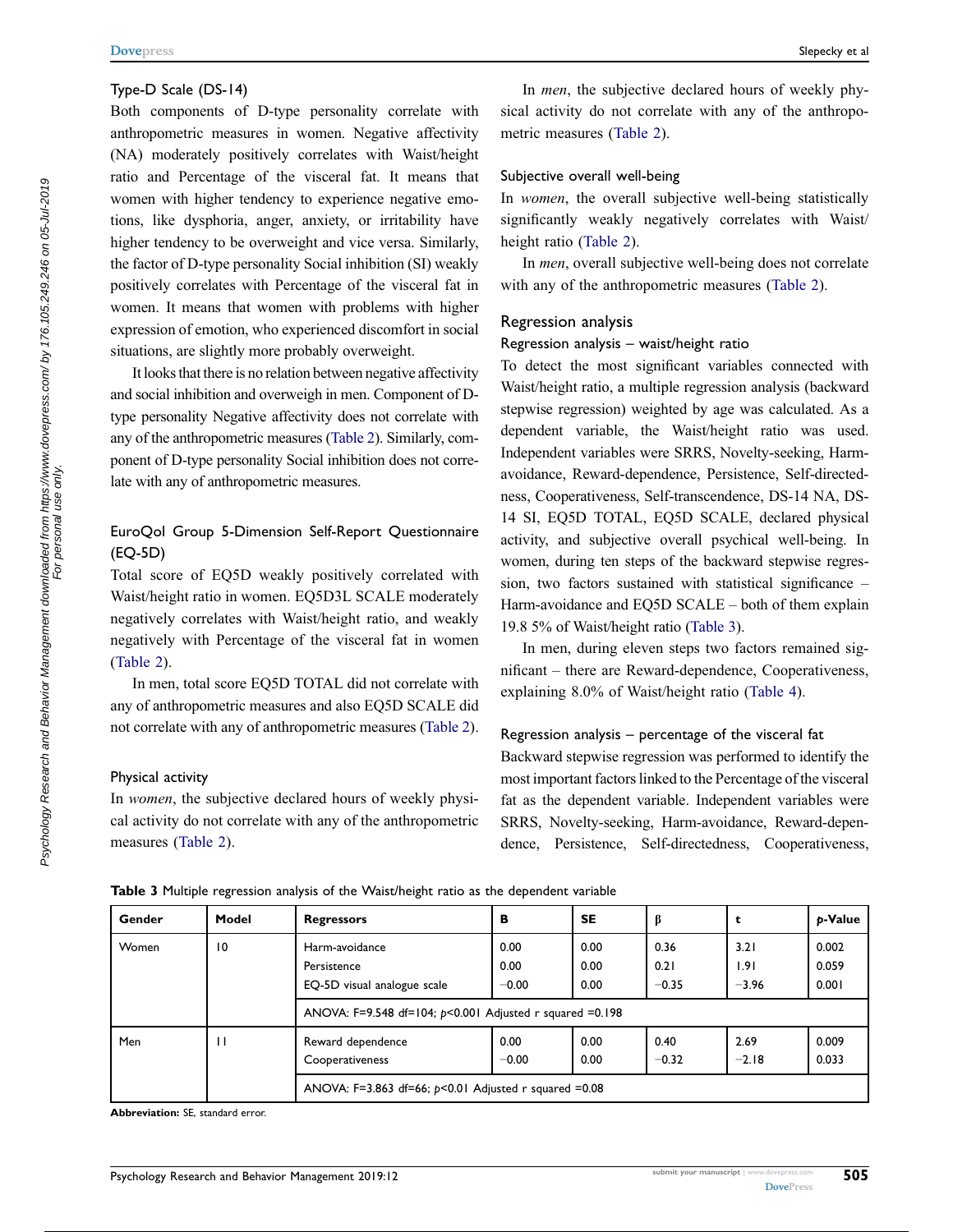### Type-D Scale (DS-14)

Both components of D-type personality correlate with anthropometric measures in women. Negative affectivity (NA) moderately positively correlates with Waist/height ratio and Percentage of the visceral fat. It means that women with higher tendency to experience negative emotions, like dysphoria, anger, anxiety, or irritability have higher tendency to be overweight and vice versa. Similarly, the factor of D-type personality Social inhibition (SI) weakly positively correlates with Percentage of the visceral fat in women. It means that women with problems with higher expression of emotion, who experienced discomfort in social situations, are slightly more probably overweight.

It looks that there is no relation between negative affectivity and social inhibition and overweigh in men. Component of D-type personality Negative affectivity does not correlate with any of the anthropometric measures (Table 2). Similarly, component of D-type personality Social inhibition does not correlate with any of anthropometric measures.

### EuroQol Group 5-Dimension Self-Report Questionnaire (EQ-5D)

Total score of EQ5D weakly positively correlated with Waist/height ratio in women. EQ5D3L SCALE moderately negatively correlates with Waist/height ratio, and weakly negatively with Percentage of the visceral fat in women (Table 2).

In men, total score EQ5D TOTAL did not correlate with any of anthropometric measures and also EQ5D SCALE did not correlate with any of anthropometric measures (Table 2).

### Physical activity

In *women*, the subjective declared hours of weekly physical activity do not correlate with any of the anthropometric measures (Table 2).

In *men*, the subjective declared hours of weekly physical activity do not correlate with any of the anthropometric measures (Table 2).

### Subjective overall well-being

In *women*, the overall subjective well-being statistically significantly weakly negatively correlates with Waist/height ratio (Table 2).

In *men*, overall subjective well-being does not correlate with any of the anthropometric measures (Table 2).

## Regression analysis

### Regression analysis – waist/height ratio

To detect the most significant variables connected with Waist/height ratio, a multiple regression analysis (backward stepwise regression) weighted by age was calculated. As a dependent variable, the Waist/height ratio was used. Independent variables were SRRS, Novelty-seeking, Harm-avoidance, Reward-dependence, Persistence, Self-directedness, Cooperativeness, Self-transcendence, DS-14 NA, DS-14 SI, EQ5D TOTAL, EQ5D SCALE, declared physical activity, and subjective overall psychical well-being. In women, during ten steps of the backward stepwise regression, two factors sustained with statistical significance – Harm-avoidance and EQ5D SCALE – both of them explain 19.8 5% of Waist/height ratio (Table 3).

In men, during eleven steps two factors remained significant – there are Reward-dependence, Cooperativeness, explaining 8.0% of Waist/height ratio (Table 4).

### Regression analysis – percentage of the visceral fat

Backward stepwise regression was performed to identify the most important factors linked to the Percentage of the visceral fat as the dependent variable. Independent variables were SRRS, Novelty-seeking, Harm-avoidance, Reward-dependence, Persistence, Self-directedness, Cooperativeness,

**Table 3** Multiple regression analysis of the Waist/height ratio as the dependent variable

| Gender | Model | Regressors | B | SE | β | t | p-Value |
|---|---|---|---|---|---|---|---|
| Women | 10 | Harm-avoidance | 0.00 | 0.00 | 0.36 | 3.21 | 0.002 |
| | | Persistence | 0.00 | 0.00 | 0.21 | 1.91 | 0.059 |
| | | EQ-5D visual analogue scale | −0.00 | 0.00 | −0.35 | −3.96 | 0.001 |
| | | ANOVA: F=9.548 df=104; $p<0.001$ Adjusted r squared =0.198 | | | | | |
| Men | 11 | Reward dependence | 0.00 | 0.00 | 0.40 | 2.69 | 0.009 |
| | | Cooperativeness | −0.00 | 0.00 | −0.32 | −2.18 | 0.033 |
| | | ANOVA: F=3.863 df=66; $p<0.01$ Adjusted r squared =0.08 | | | | | |

**Abbreviation:** SE, standard error.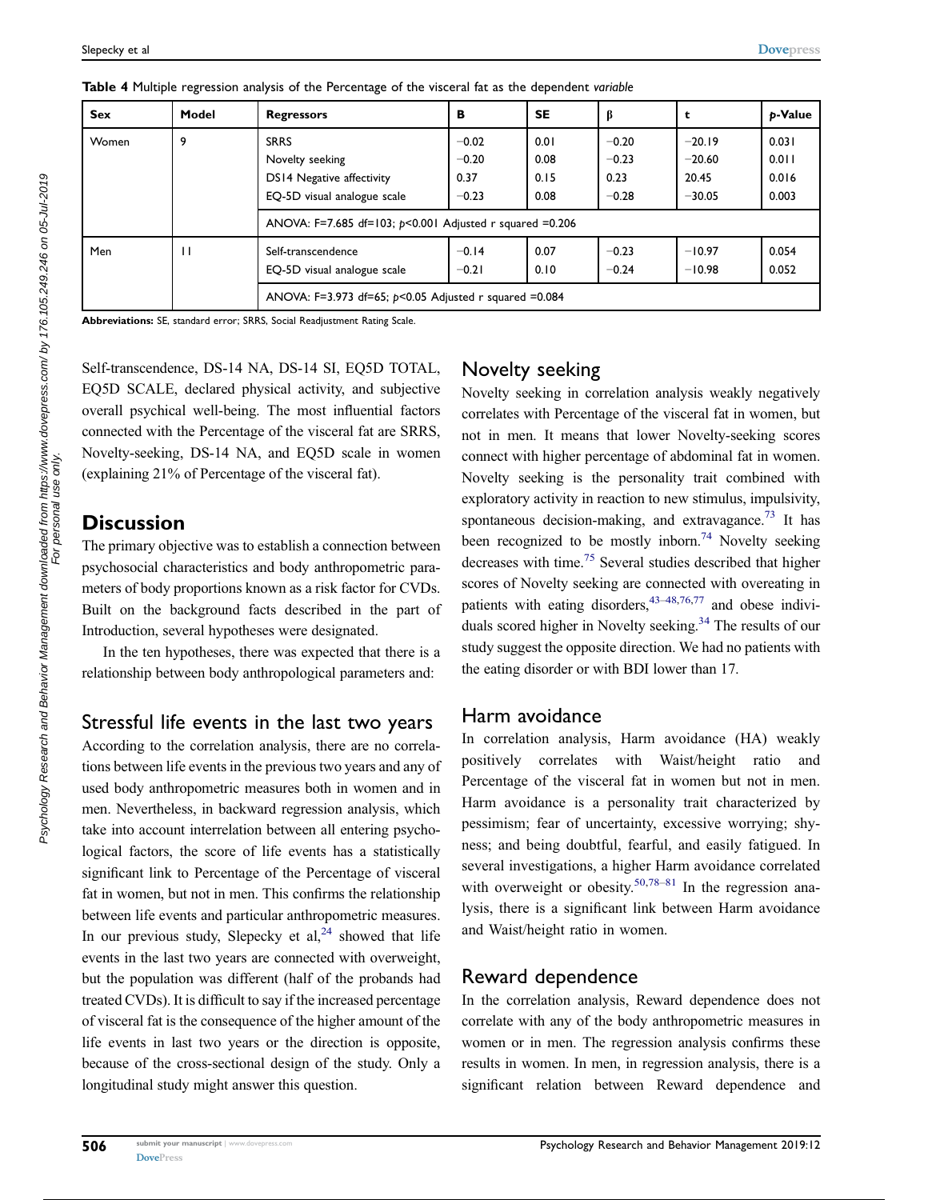**Table 4** Multiple regression analysis of the Percentage of the visceral fat as the dependent *variable*

| Sex | Model | Regressors | B | SE | β | t | *p*-Value |
|---|---|---|---|---|---|---|---|
| Women | 9 | SRRS | −0.02 | 0.01 | −0.20 | −20.19 | 0.031 |
| | | Novelty seeking | −0.20 | 0.08 | −0.23 | −20.60 | 0.011 |
| | | DS14 Negative affectivity | 0.37 | 0.15 | 0.23 | 20.45 | 0.016 |
| | | EQ-5D visual analogue scale | −0.23 | 0.08 | −0.28 | −30.05 | 0.003 |
| | | ANOVA: F=7.685 df=103; *p*<0.001 Adjusted r squared =0.206 | | | | | |
| Men | 11 | Self-transcendence | −0.14 | 0.07 | −0.23 | −10.97 | 0.054 |
| | | EQ-5D visual analogue scale | −0.21 | 0.10 | −0.24 | −10.98 | 0.052 |
| | | ANOVA: F=3.973 df=65; *p*<0.05 Adjusted r squared =0.084 | | | | | |

**Abbreviations:** SE, standard error; SRRS, Social Readjustment Rating Scale.

Self-transcendence, DS-14 NA, DS-14 SI, EQ5D TOTAL, EQ5D SCALE, declared physical activity, and subjective overall psychical well-being. The most influential factors connected with the Percentage of the visceral fat are SRRS, Novelty-seeking, DS-14 NA, and EQ5D scale in women (explaining 21% of Percentage of the visceral fat).

## Discussion

The primary objective was to establish a connection between psychosocial characteristics and body anthropometric parameters of body proportions known as a risk factor for CVDs. Built on the background facts described in the part of Introduction, several hypotheses were designated.

In the ten hypotheses, there was expected that there is a relationship between body anthropological parameters and:

### Stressful life events in the last two years

According to the correlation analysis, there are no correlations between life events in the previous two years and any of used body anthropometric measures both in women and in men. Nevertheless, in backward regression analysis, which take into account interrelation between all entering psychological factors, the score of life events has a statistically significant link to Percentage of the Percentage of visceral fat in women, but not in men. This confirms the relationship between life events and particular anthropometric measures. In our previous study, Slepecky et al,[24] showed that life events in the last two years are connected with overweight, but the population was different (half of the probands had treated CVDs). It is difficult to say if the increased percentage of visceral fat is the consequence of the higher amount of the life events in last two years or the direction is opposite, because of the cross-sectional design of the study. Only a longitudinal study might answer this question.

### Novelty seeking

Novelty seeking in correlation analysis weakly negatively correlates with Percentage of the visceral fat in women, but not in men. It means that lower Novelty-seeking scores connect with higher percentage of abdominal fat in women. Novelty seeking is the personality trait combined with exploratory activity in reaction to new stimulus, impulsivity, spontaneous decision-making, and extravagance.[73] It has been recognized to be mostly inborn.[74] Novelty seeking decreases with time.[75] Several studies described that higher scores of Novelty seeking are connected with overeating in patients with eating disorders,[43–48,76,77] and obese individuals scored higher in Novelty seeking.[34] The results of our study suggest the opposite direction. We had no patients with the eating disorder or with BDI lower than 17.

### Harm avoidance

In correlation analysis, Harm avoidance (HA) weakly positively correlates with Waist/height ratio and Percentage of the visceral fat in women but not in men. Harm avoidance is a personality trait characterized by pessimism; fear of uncertainty, excessive worrying; shyness; and being doubtful, fearful, and easily fatigued. In several investigations, a higher Harm avoidance correlated with overweight or obesity.[50,78–81] In the regression analysis, there is a significant link between Harm avoidance and Waist/height ratio in women.

### Reward dependence

In the correlation analysis, Reward dependence does not correlate with any of the body anthropometric measures in women or in men. The regression analysis confirms these results in women. In men, in regression analysis, there is a significant relation between Reward dependence and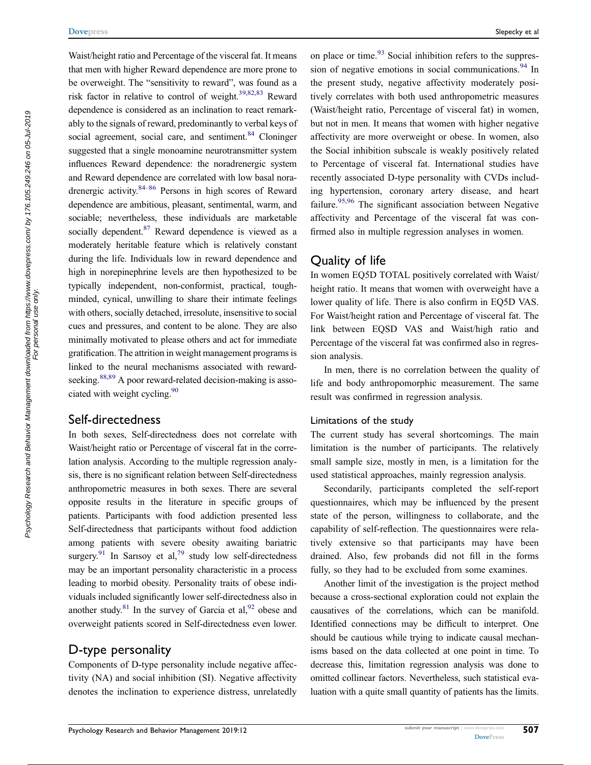Waist/height ratio and Percentage of the visceral fat. It means that men with higher Reward dependence are more prone to be overweight. The "sensitivity to reward", was found as a risk factor in relative to control of weight.[39,82,83] Reward dependence is considered as an inclination to react remarkably to the signals of reward, predominantly to verbal keys of social agreement, social care, and sentiment.[84] Cloninger suggested that a single monoamine neurotransmitter system influences Reward dependence: the noradrenergic system and Reward dependence are correlated with low basal noradrenergic activity.[84–86] Persons in high scores of Reward dependence are ambitious, pleasant, sentimental, warm, and sociable; nevertheless, these individuals are marketable socially dependent.[87] Reward dependence is viewed as a moderately heritable feature which is relatively constant during the life. Individuals low in reward dependence and high in norepinephrine levels are then hypothesized to be typically independent, non-conformist, practical, tough-minded, cynical, unwilling to share their intimate feelings with others, socially detached, irresolute, insensitive to social cues and pressures, and content to be alone. They are also minimally motivated to please others and act for immediate gratification. The attrition in weight management programs is linked to the neural mechanisms associated with reward-seeking.[88,89] A poor reward-related decision-making is associated with weight cycling.[90]

## Self-directedness

In both sexes, Self-directedness does not correlate with Waist/height ratio or Percentage of visceral fat in the correlation analysis. According to the multiple regression analysis, there is no significant relation between Self-directedness anthropometric measures in both sexes. There are several opposite results in the literature in specific groups of patients. Participants with food addiction presented less Self-directedness that participants without food addiction among patients with severe obesity awaiting bariatric surgery.[91] In Sarısoy et al,[79] study low self-directedness may be an important personality characteristic in a process leading to morbid obesity. Personality traits of obese individuals included significantly lower self-directedness also in another study.[81] In the survey of Garcia et al,[92] obese and overweight patients scored in Self-directedness even lower.

## D-type personality

Components of D-type personality include negative affectivity (NA) and social inhibition (SI). Negative affectivity denotes the inclination to experience distress, unrelatedly on place or time.[93] Social inhibition refers to the suppression of negative emotions in social communications.[94] In the present study, negative affectivity moderately positively correlates with both used anthropometric measures (Waist/height ratio, Percentage of visceral fat) in women, but not in men. It means that women with higher negative affectivity are more overweight or obese. In women, also the Social inhibition subscale is weakly positively related to Percentage of visceral fat. International studies have recently associated D-type personality with CVDs including hypertension, coronary artery disease, and heart failure.[95,96] The significant association between Negative affectivity and Percentage of the visceral fat was confirmed also in multiple regression analyses in women.

## Quality of life

In women EQ5D TOTAL positively correlated with Waist/height ratio. It means that women with overweight have a lower quality of life. There is also confirm in EQ5D VAS. For Waist/height ration and Percentage of visceral fat. The link between EQSD VAS and Waist/high ratio and Percentage of the visceral fat was confirmed also in regression analysis.

In men, there is no correlation between the quality of life and body anthropomorphic measurement. The same result was confirmed in regression analysis.

### Limitations of the study

The current study has several shortcomings. The main limitation is the number of participants. The relatively small sample size, mostly in men, is a limitation for the used statistical approaches, mainly regression analysis.

Secondarily, participants completed the self-report questionnaires, which may be influenced by the present state of the person, willingness to collaborate, and the capability of self-reflection. The questionnaires were relatively extensive so that participants may have been drained. Also, few probands did not fill in the forms fully, so they had to be excluded from some examines.

Another limit of the investigation is the project method because a cross-sectional exploration could not explain the causatives of the correlations, which can be manifold. Identified connections may be difficult to interpret. One should be cautious while trying to indicate causal mechanisms based on the data collected at one point in time. To decrease this, limitation regression analysis was done to omitted collinear factors. Nevertheless, such statistical evaluation with a quite small quantity of patients has the limits.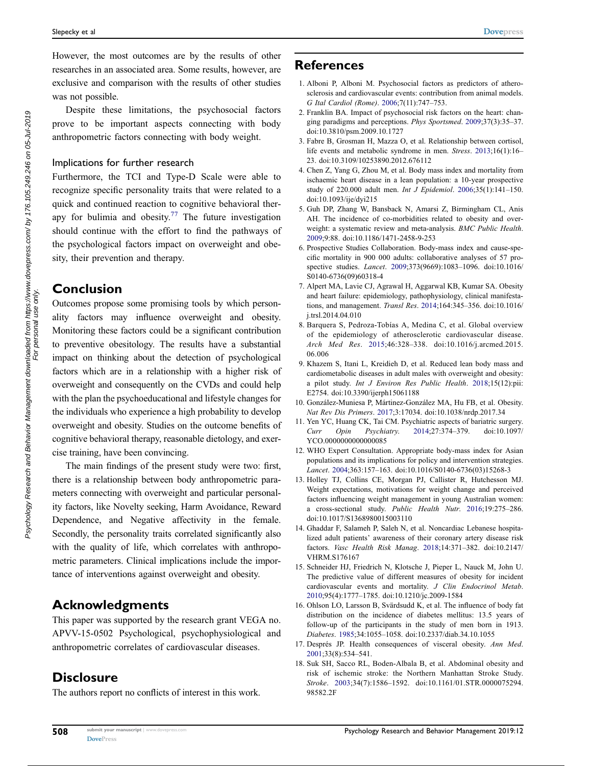However, the most outcomes are by the results of other researches in an associated area. Some results, however, are exclusive and comparison with the results of other studies was not possible.

Despite these limitations, the psychosocial factors prove to be important aspects connecting with body anthropometric factors connecting with body weight.

### Implications for further research

Furthermore, the TCI and Type-D Scale were able to recognize specific personality traits that were related to a quick and continued reaction to cognitive behavioral therapy for bulimia and obesity.[77] The future investigation should continue with the effort to find the pathways of the psychological factors impact on overweight and obesity, their prevention and therapy.

## Conclusion

Outcomes propose some promising tools by which personality factors may influence overweight and obesity. Monitoring these factors could be a significant contribution to preventive obesitology. The results have a substantial impact on thinking about the detection of psychological factors which are in a relationship with a higher risk of overweight and consequently on the CVDs and could help with the plan the psychoeducational and lifestyle changes for the individuals who experience a high probability to develop overweight and obesity. Studies on the outcome benefits of cognitive behavioral therapy, reasonable dietology, and exercise training, have been convincing.

The main findings of the present study were two: first, there is a relationship between body anthropometric parameters connecting with overweight and particular personality factors, like Novelty seeking, Harm Avoidance, Reward Dependence, and Negative affectivity in the female. Secondly, the personality traits correlated significantly also with the quality of life, which correlates with anthropometric parameters. Clinical implications include the importance of interventions against overweight and obesity.

## Acknowledgments

This paper was supported by the research grant VEGA no. APVV-15-0502 Psychological, psychophysiological and anthropometric correlates of cardiovascular diseases.

## Disclosure

The authors report no conflicts of interest in this work.

## References

1. Alboni P, Alboni M. Psychosocial factors as predictors of atherosclerosis and cardiovascular events: contribution from animal models. *G Ital Cardiol (Rome)*. 2006;7(11):747–753.
2. Franklin BA. Impact of psychosocial risk factors on the heart: changing paradigms and perceptions. *Phys Sportsmed*. 2009;37(3):35–37. doi:10.3810/psm.2009.10.1727
3. Fabre B, Grosman H, Mazza O, et al. Relationship between cortisol, life events and metabolic syndrome in men. *Stress*. 2013;16(1):16–23. doi:10.3109/10253890.2012.676112
4. Chen Z, Yang G, Zhou M, et al. Body mass index and mortality from ischaemic heart disease in a lean population: a 10-year prospective study of 220.000 adult men. *Int J Epidemiol*. 2006;35(1):141–150. doi:10.1093/ije/dyi215
5. Guh DP, Zhang W, Bansback N, Amarsi Z, Birmingham CL, Anis AH. The incidence of co-morbidities related to obesity and overweight: a systematic review and meta-analysis. *BMC Public Health*. 2009;9:88. doi:10.1186/1471-2458-9-253
6. Prospective Studies Collaboration. Body-mass index and cause-specific mortality in 900 000 adults: collaborative analyses of 57 prospective studies. *Lancet*. 2009;373(9669):1083–1096. doi:10.1016/S0140-6736(09)60318-4
7. Alpert MA, Lavie CJ, Agrawal H, Aggarwal KB, Kumar SA. Obesity and heart failure: epidemiology, pathophysiology, clinical manifestations, and management. *Transl Res*. 2014;164:345–356. doi:10.1016/j.trsl.2014.04.010
8. Barquera S, Pedroza-Tobías A, Medina C, et al. Global overview of the epidemiology of atherosclerotic cardiovascular disease. *Arch Med Res*. 2015;46:328–338. doi:10.1016/j.arcmed.2015.06.006
9. Khazem S, Itani L, Kreidieh D, et al. Reduced lean body mass and cardiometabolic diseases in adult males with overweight and obesity: a pilot study. *Int J Environ Res Public Health*. 2018;15(12):pii:E2754. doi:10.3390/ijerph15061188
10. González-Muniesa P, Mártinez-González MA, Hu FB, et al. Obesity. *Nat Rev Dis Primers*. 2017;3:17034. doi:10.1038/nrdp.2017.34
11. Yen YC, Huang CK, Tai CM. Psychiatric aspects of bariatric surgery. *Curr Opin Psychiatry*. 2014;27:374–379. doi:10.1097/YCO.0000000000000085
12. WHO Expert Consultation. Appropriate body-mass index for Asian populations and its implications for policy and intervention strategies. *Lancet*. 2004;363:157–163. doi:10.1016/S0140-6736(03)15268-3
13. Holley TJ, Collins CE, Morgan PJ, Callister R, Hutchesson MJ. Weight expectations, motivations for weight change and perceived factors influencing weight management in young Australian women: a cross-sectional study. *Public Health Nutr*. 2016;19:275–286. doi:10.1017/S1368980015003110
14. Ghaddar F, Salameh P, Saleh N, et al. Noncardiac Lebanese hospitalized adult patients' awareness of their coronary artery disease risk factors. *Vasc Health Risk Manag*. 2018;14:371–382. doi:10.2147/VHRM.S176167
15. Schneider HJ, Friedrich N, Klotsche J, Pieper L, Nauck M, John U. The predictive value of different measures of obesity for incident cardiovascular events and mortality. *J Clin Endocrinol Metab*. 2010;95(4):1777–1785. doi:10.1210/jc.2009-1584
16. Ohlson LO, Larsson B, Svärdsudd K, et al. The influence of body fat distribution on the incidence of diabetes mellitus: 13.5 years of follow-up of the participants in the study of men born in 1913. *Diabetes*. 1985;34:1055–1058. doi:10.2337/diab.34.10.1055
17. Després JP. Health consequences of visceral obesity. *Ann Med*. 2001;33(8):534–541.
18. Suk SH, Sacco RL, Boden-Albala B, et al. Abdominal obesity and risk of ischemic stroke: the Northern Manhattan Stroke Study. *Stroke*. 2003;34(7):1586–1592. doi:10.1161/01.STR.0000075294.98582.2F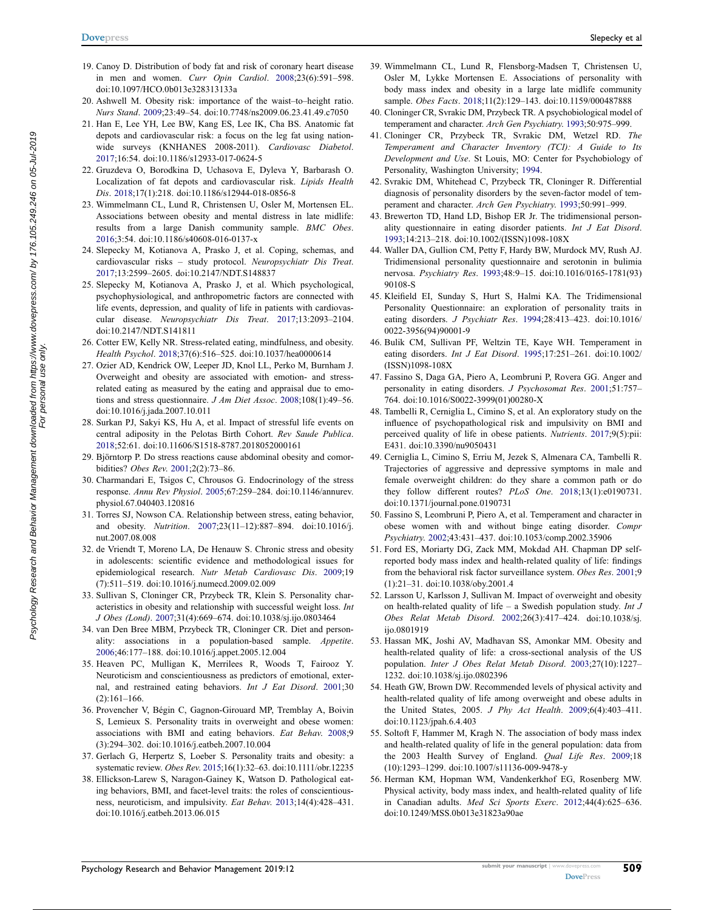19. Canoy D. Distribution of body fat and risk of coronary heart disease in men and women. *Curr Opin Cardiol*. 2008;23(6):591–598. doi:10.1097/HCO.0b013e328313133a
20. Ashwell M. Obesity risk: importance of the waist–to–height ratio. *Nurs Stand*. 2009;23:49–54. doi:10.7748/ns2009.06.23.41.49.c7050
21. Han E, Lee YH, Lee BW, Kang ES, Lee IK, Cha BS. Anatomic fat depots and cardiovascular risk: a focus on the leg fat using nationwide surveys (KNHANES 2008-2011). *Cardiovasc Diabetol*. 2017;16:54. doi:10.1186/s12933-017-0624-5
22. Gruzdeva O, Borodkina D, Uchasova E, Dyleva Y, Barbarash O. Localization of fat depots and cardiovascular risk. *Lipids Health Dis*. 2018;17(1):218. doi:10.1186/s12944-018-0856-8
23. Wimmelmann CL, Lund R, Christensen U, Osler M, Mortensen EL. Associations between obesity and mental distress in late midlife: results from a large Danish community sample. *BMC Obes*. 2016;3:54. doi:10.1186/s40608-016-0137-x
24. Slepecky M, Kotianova A, Prasko J, et al. Coping, schemas, and cardiovascular risks – study protocol. *Neuropsychiatr Dis Treat*. 2017;13:2599–2605. doi:10.2147/NDT.S148837
25. Slepecky M, Kotianova A, Prasko J, et al. Which psychological, psychophysiological, and anthropometric factors are connected with life events, depression, and quality of life in patients with cardiovascular disease. *Neuropsychiatr Dis Treat*. 2017;13:2093–2104. doi:10.2147/NDT.S141811
26. Cotter EW, Kelly NR. Stress-related eating, mindfulness, and obesity. *Health Psychol*. 2018;37(6):516–525. doi:10.1037/hea0000614
27. Ozier AD, Kendrick OW, Leeper JD, Knol LL, Perko M, Burnham J. Overweight and obesity are associated with emotion- and stress-related eating as measured by the eating and appraisal due to emotions and stress questionnaire. *J Am Diet Assoc*. 2008;108(1):49–56. doi:10.1016/j.jada.2007.10.011
28. Surkan PJ, Sakyi KS, Hu A, et al. Impact of stressful life events on central adiposity in the Pelotas Birth Cohort. *Rev Saude Publica*. 2018;52:61. doi:10.11606/S1518-8787.2018052000161
29. Björntorp P. Do stress reactions cause abdominal obesity and comorbidities? *Obes Rev*. 2001;2(2):73–86.
30. Charmandari E, Tsigos C, Chrousos G. Endocrinology of the stress response. *Annu Rev Physiol*. 2005;67:259–284. doi:10.1146/annurev.physiol.67.040403.120816
31. Torres SJ, Nowson CA. Relationship between stress, eating behavior, and obesity. *Nutrition*. 2007;23(11–12):887–894. doi:10.1016/j.nut.2007.08.008
32. de Vriendt T, Moreno LA, De Henauw S. Chronic stress and obesity in adolescents: scientific evidence and methodological issues for epidemiological research. *Nutr Metab Cardiovasc Dis*. 2009;19(7):511–519. doi:10.1016/j.numecd.2009.02.009
33. Sullivan S, Cloninger CR, Przybeck TR, Klein S. Personality characteristics in obesity and relationship with successful weight loss. *Int J Obes (Lond)*. 2007;31(4):669–674. doi:10.1038/sj.ijo.0803464
34. van Den Bree MBM, Przybeck TR, Cloninger CR. Diet and personality: associations in a population-based sample. *Appetite*. 2006;46:177–188. doi:10.1016/j.appet.2005.12.004
35. Heaven PC, Mulligan K, Merrilees R, Woods T, Fairooz Y. Neuroticism and conscientiousness as predictors of emotional, external, and restrained eating behaviors. *Int J Eat Disord*. 2001;30(2):161–166.
36. Provencher V, Bégin C, Gagnon-Girouard MP, Tremblay A, Boivin S, Lemieux S. Personality traits in overweight and obese women: associations with BMI and eating behaviors. *Eat Behav*. 2008;9(3):294–302. doi:10.1016/j.eatbeh.2007.10.004
37. Gerlach G, Herpertz S, Loeber S. Personality traits and obesity: a systematic review. *Obes Rev*. 2015;16(1):32–63. doi:10.1111/obr.12235
38. Ellickson-Larew S, Naragon-Gainey K, Watson D. Pathological eating behaviors, BMI, and facet-level traits: the roles of conscientiousness, neuroticism, and impulsivity. *Eat Behav*. 2013;14(4):428–431. doi:10.1016/j.eatbeh.2013.06.015
39. Wimmelmann CL, Lund R, Flensborg-Madsen T, Christensen U, Osler M, Lykke Mortensen E. Associations of personality with body mass index and obesity in a large late midlife community sample. *Obes Facts*. 2018;11(2):129–143. doi:10.1159/000487888
40. Cloninger CR, Svrakic DM, Przybeck TR. A psychobiological model of temperament and character. *Arch Gen Psychiatry*. 1993;50:975–999.
41. Cloninger CR, Przybeck TR, Svrakic DM, Wetzel RD. *The Temperament and Character Inventory (TCI): A Guide to Its Development and Use*. St Louis, MO: Center for Psychobiology of Personality, Washington University; 1994.
42. Svrakic DM, Whitehead C, Przybeck TR, Cloninger R. Differential diagnosis of personality disorders by the seven-factor model of temperament and character. *Arch Gen Psychiatry*. 1993;50:991–999.
43. Brewerton TD, Hand LD, Bishop ER Jr. The tridimensional personality questionnaire in eating disorder patients. *Int J Eat Disord*. 1993;14:213–218. doi:10.1002/(ISSN)1098-108X
44. Waller DA, Gullion CM, Petty F, Hardy BW, Murdock MV, Rush AJ. Tridimensional personality questionnaire and serotonin in bulimia nervosa. *Psychiatry Res*. 1993;48:9–15. doi:10.1016/0165-1781(93)90108-S
45. Kleifield EI, Sunday S, Hurt S, Halmi KA. The Tridimensional Personality Questionnaire: an exploration of personality traits in eating disorders. *J Psychiatr Res*. 1994;28:413–423. doi:10.1016/0022-3956(94)90001-9
46. Bulik CM, Sullivan PF, Weltzin TE, Kaye WH. Temperament in eating disorders. *Int J Eat Disord*. 1995;17:251–261. doi:10.1002/(ISSN)1098-108X
47. Fassino S, Daga GA, Piero A, Leombruni P, Rovera GG. Anger and personality in eating disorders. *J Psychosomat Res*. 2001;51:757–764. doi:10.1016/S0022-3999(01)00280-X
48. Tambelli R, Cerniglia L, Cimino S, et al. An exploratory study on the influence of psychopathological risk and impulsivity on BMI and perceived quality of life in obese patients. *Nutrients*. 2017;9(5):pii:E431. doi:10.3390/nu9050431
49. Cerniglia L, Cimino S, Erriu M, Jezek S, Almenara CA, Tambelli R. Trajectories of aggressive and depressive symptoms in male and female overweight children: do they share a common path or do they follow different routes? *PLoS One*. 2018;13(1):e0190731. doi:10.1371/journal.pone.0190731
50. Fassino S, Leombruni P, Piero A, et al. Temperament and character in obese women with and without binge eating disorder. *Compr Psychiatry*. 2002;43:431–437. doi:10.1053/comp.2002.35906
51. Ford ES, Moriarty DG, Zack MM, Mokdad AH. Chapman DP self-reported body mass index and health-related quality of life: findings from the behavioral risk factor surveillance system. *Obes Res*. 2001;9(1):21–31. doi:10.1038/oby.2001.4
52. Larsson U, Karlsson J, Sullivan M. Impact of overweight and obesity on health-related quality of life – a Swedish population study. *Int J Obes Relat Metab Disord*. 2002;26(3):417–424. doi:10.1038/sj.ijo.0801919
53. Hassan MK, Joshi AV, Madhavan SS, Amonkar MM. Obesity and health-related quality of life: a cross-sectional analysis of the US population. *Inter J Obes Relat Metab Disord*. 2003;27(10):1227–1232. doi:10.1038/sj.ijo.0802396
54. Heath GW, Brown DW. Recommended levels of physical activity and health-related quality of life among overweight and obese adults in the United States, 2005. *J Phy Act Health*. 2009;6(4):403–411. doi:10.1123/jpah.6.4.403
55. Soltoft F, Hammer M, Kragh N. The association of body mass index and health-related quality of life in the general population: data from the 2003 Health Survey of England. *Qual Life Res*. 2009;18(10):1293–1299. doi:10.1007/s11136-009-9478-y
56. Herman KM, Hopman WM, Vandenkerkhof EG, Rosenberg MW. Physical activity, body mass index, and health-related quality of life in Canadian adults. *Med Sci Sports Exerc*. 2012;44(4):625–636. doi:10.1249/MSS.0b013e31823a90ae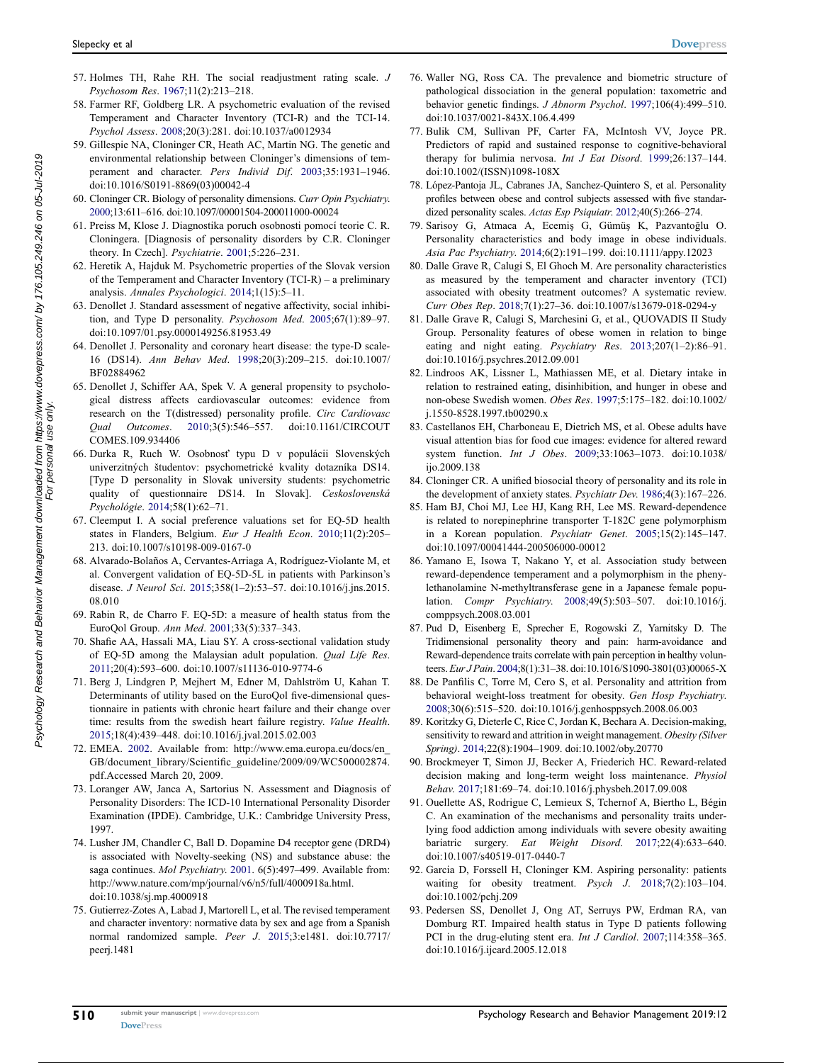57. Holmes TH, Rahe RH. The social readjustment rating scale. *J Psychosom Res*. 1967;11(2):213–218.
58. Farmer RF, Goldberg LR. A psychometric evaluation of the revised Temperament and Character Inventory (TCI-R) and the TCI-14. *Psychol Assess*. 2008;20(3):281. doi:10.1037/a0012934
59. Gillespie NA, Cloninger CR, Heath AC, Martin NG. The genetic and environmental relationship between Cloninger's dimensions of temperament and character. *Pers Individ Dif*. 2003;35:1931–1946. doi:10.1016/S0191-8869(03)00042-4
60. Cloninger CR. Biology of personality dimensions. *Curr Opin Psychiatry*. 2000;13:611–616. doi:10.1097/00001504-200011000-00024
61. Preiss M, Klose J. Diagnostika poruch osobnosti pomocí teorie C. R. Cloningera. [Diagnosis of personality disorders by C.R. Cloninger theory. In Czech]. *Psychiatrie*. 2001;5:226–231.
62. Heretik A, Hajduk M. Psychometric properties of the Slovak version of the Temperament and Character Inventory (TCI-R) – a preliminary analysis. *Annales Psychologici*. 2014;1(15):5–11.
63. Denollet J. Standard assessment of negative affectivity, social inhibition, and Type D personality. *Psychosom Med*. 2005;67(1):89–97. doi:10.1097/01.psy.0000149256.81953.49
64. Denollet J. Personality and coronary heart disease: the type-D scale-16 (DS14). *Ann Behav Med*. 1998;20(3):209–215. doi:10.1007/BF02884962
65. Denollet J, Schiffer AA, Spek V. A general propensity to psychological distress affects cardiovascular outcomes: evidence from research on the T(distressed) personality profile. *Circ Cardiovasc Qual Outcomes*. 2010;3(5):546–557. doi:10.1161/CIRCOUTCOMES.109.934406
66. Durka R, Ruch W. Osobnosť typu D v populácii Slovenských univerzitných študentov: psychometrické kvality dotazníka DS14. [Type D personality in Slovak university students: psychometric quality of questionnaire DS14. In Slovak]. *Ceskoslovenská Psychológie*. 2014;58(1):62–71.
67. Cleemput I. A social preference valuations set for EQ-5D health states in Flanders, Belgium. *Eur J Health Econ*. 2010;11(2):205–213. doi:10.1007/s10198-009-0167-0
68. Alvarado-Bolaños A, Cervantes-Arriaga A, Rodríguez-Violante M, et al. Convergent validation of EQ-5D-5L in patients with Parkinson's disease. *J Neurol Sci*. 2015;358(1–2):53–57. doi:10.1016/j.jns.2015.08.010
69. Rabin R, de Charro F. EQ-5D: a measure of health status from the EuroQol Group. *Ann Med*. 2001;33(5):337–343.
70. Shafie AA, Hassali MA, Liau SY. A cross-sectional validation study of EQ-5D among the Malaysian adult population. *Qual Life Res*. 2011;20(4):593–600. doi:10.1007/s11136-010-9774-6
71. Berg J, Lindgren P, Mejhert M, Edner M, Dahlström U, Kahan T. Determinants of utility based on the EuroQol five-dimensional questionnaire in patients with chronic heart failure and their change over time: results from the swedish heart failure registry. *Value Health*. 2015;18(4):439–448. doi:10.1016/j.jval.2015.02.003
72. EMEA. 2002. Available from: http://www.ema.europa.eu/docs/en_GB/document_library/Scientific_guideline/2009/09/WC500002874.pdf.Accessed March 20, 2009.
73. Loranger AW, Janca A, Sartorius N. Assessment and Diagnosis of Personality Disorders: The ICD-10 International Personality Disorder Examination (IPDE). Cambridge, U.K.: Cambridge University Press, 1997.
74. Lusher JM, Chandler C, Ball D. Dopamine D4 receptor gene (DRD4) is associated with Novelty-seeking (NS) and substance abuse: the saga continues. *Mol Psychiatry*. 2001. 6(5):497–499. Available from: http://www.nature.com/mp/journal/v6/n5/full/4000918a.html. doi:10.1038/sj.mp.4000918
75. Gutierrez-Zotes A, Labad J, Martorell L, et al. The revised temperament and character inventory: normative data by sex and age from a Spanish normal randomized sample. *Peer J*. 2015;3:e1481. doi:10.7717/peerj.1481
76. Waller NG, Ross CA. The prevalence and biometric structure of pathological dissociation in the general population: taxometric and behavior genetic findings. *J Abnorm Psychol*. 1997;106(4):499–510. doi:10.1037/0021-843X.106.4.499
77. Bulik CM, Sullivan PF, Carter FA, McIntosh VV, Joyce PR. Predictors of rapid and sustained response to cognitive-behavioral therapy for bulimia nervosa. *Int J Eat Disord*. 1999;26:137–144. doi:10.1002/(ISSN)1098-108X
78. López-Pantoja JL, Cabranes JA, Sanchez-Quintero S, et al. Personality profiles between obese and control subjects assessed with five standardized personality scales. *Actas Esp Psiquiatr*. 2012;40(5):266–274.
79. Sarisoy G, Atmaca A, Ecemiş G, Gümüş K, Pazvantoğlu O. Personality characteristics and body image in obese individuals. *Asia Pac Psychiatry*. 2014;6(2):191–199. doi:10.1111/appy.12023
80. Dalle Grave R, Calugi S, El Ghoch M. Are personality characteristics as measured by the temperament and character inventory (TCI) associated with obesity treatment outcomes? A systematic review. *Curr Obes Rep*. 2018;7(1):27–36. doi:10.1007/s13679-018-0294-y
81. Dalle Grave R, Calugi S, Marchesini G, et al., QUOVADIS II Study Group. Personality features of obese women in relation to binge eating and night eating. *Psychiatry Res*. 2013;207(1–2):86–91. doi:10.1016/j.psychres.2012.09.001
82. Lindroos AK, Lissner L, Mathiassen ME, et al. Dietary intake in relation to restrained eating, disinhibition, and hunger in obese and non-obese Swedish women. *Obes Res*. 1997;5:175–182. doi:10.1002/j.1550-8528.1997.tb00290.x
83. Castellanos EH, Charboneau E, Dietrich MS, et al. Obese adults have visual attention bias for food cue images: evidence for altered reward system function. *Int J Obes*. 2009;33:1063–1073. doi:10.1038/ijo.2009.138
84. Cloninger CR. A unified biosocial theory of personality and its role in the development of anxiety states. *Psychiatr Dev*. 1986;4(3):167–226.
85. Ham BJ, Choi MJ, Lee HJ, Kang RH, Lee MS. Reward-dependence is related to norepinephrine transporter T-182C gene polymorphism in a Korean population. *Psychiatr Genet*. 2005;15(2):145–147. doi:10.1097/00041444-200506000-00012
86. Yamano E, Isowa T, Nakano Y, et al. Association study between reward-dependence temperament and a polymorphism in the phenylethanolamine N-methyltransferase gene in a Japanese female population. *Compr Psychiatry*. 2008;49(5):503–507. doi:10.1016/j.comppsych.2008.03.001
87. Pud D, Eisenberg E, Sprecher E, Rogowski Z, Yarnitsky D. The Tridimensional personality theory and pain: harm-avoidance and Reward-dependence traits correlate with pain perception in healthy volunteers. *Eur J Pain*. 2004;8(1):31–38. doi:10.1016/S1090-3801(03)00065-X
88. De Panfilis C, Torre M, Cero S, et al. Personality and attrition from behavioral weight-loss treatment for obesity. *Gen Hosp Psychiatry*. 2008;30(6):515–520. doi:10.1016/j.genhosppsych.2008.06.003
89. Koritzky G, Dieterle C, Rice C, Jordan K, Bechara A. Decision-making, sensitivity to reward and attrition in weight management. *Obesity (Silver Spring)*. 2014;22(8):1904–1909. doi:10.1002/oby.20770
90. Brockmeyer T, Simon JJ, Becker A, Friederich HC. Reward-related decision making and long-term weight loss maintenance. *Physiol Behav*. 2017;181:69–74. doi:10.1016/j.physbeh.2017.09.008
91. Ouellette AS, Rodrigue C, Lemieux S, Tchernof A, Biertho L, Bégin C. An examination of the mechanisms and personality traits underlying food addiction among individuals with severe obesity awaiting bariatric surgery. *Eat Weight Disord*. 2017;22(4):633–640. doi:10.1007/s40519-017-0440-7
92. Garcia D, Forssell H, Cloninger KM. Aspiring personality: patients waiting for obesity treatment. *Psych J*. 2018;7(2):103–104. doi:10.1002/pchj.209
93. Pedersen SS, Denollet J, Ong AT, Serruys PW, Erdman RA, van Domburg RT. Impaired health status in Type D patients following PCI in the drug-eluting stent era. *Int J Cardiol*. 2007;114:358–365. doi:10.1016/j.ijcard.2005.12.018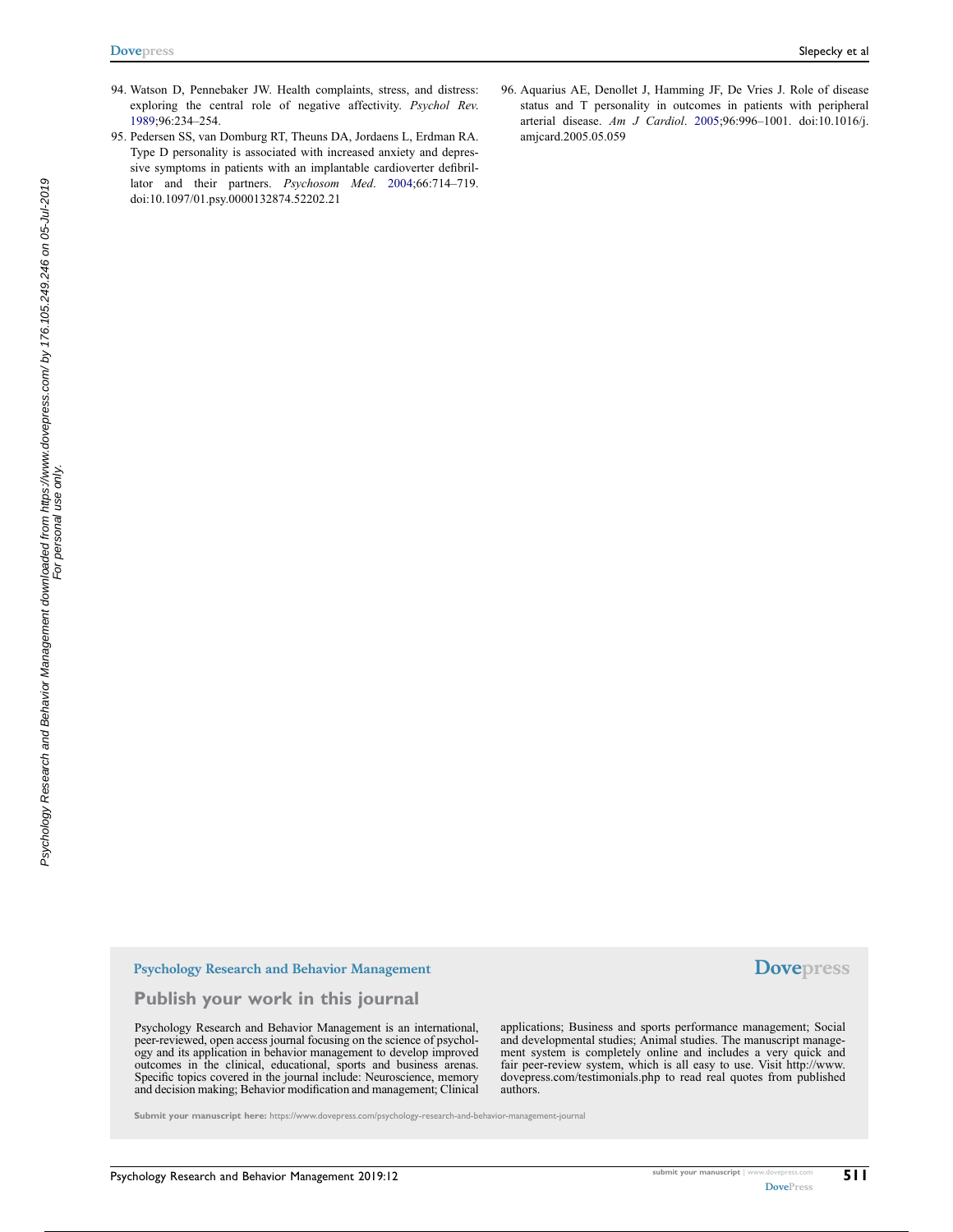94. Watson D, Pennebaker JW. Health complaints, stress, and distress: exploring the central role of negative affectivity. *Psychol Rev*. 1989;96:234–254.
95. Pedersen SS, van Domburg RT, Theuns DA, Jordaens L, Erdman RA. Type D personality is associated with increased anxiety and depressive symptoms in patients with an implantable cardioverter defibrillator and their partners. *Psychosom Med*. 2004;66:714–719. doi:10.1097/01.psy.0000132874.52202.21
96. Aquarius AE, Denollet J, Hamming JF, De Vries J. Role of disease status and T personality in outcomes in patients with peripheral arterial disease. *Am J Cardiol*. 2005;96:996–1001. doi:10.1016/j.amjcard.2005.05.059

**Psychology Research and Behavior Management**

**Dovepress**

## Publish your work in this journal

Psychology Research and Behavior Management is an international, peer-reviewed, open access journal focusing on the science of psychology and its application in behavior management to develop improved outcomes in the clinical, educational, sports and business arenas. Specific topics covered in the journal include: Neuroscience, memory and decision making; Behavior modification and management; Clinical applications; Business and sports performance management; Social and developmental studies; Animal studies. The manuscript management system is completely online and includes a very quick and fair peer-review system, which is all easy to use. Visit http://www.dovepress.com/testimonials.php to read real quotes from published authors.

**Submit your manuscript here:** https://www.dovepress.com/psychology-research-and-behavior-management-journal